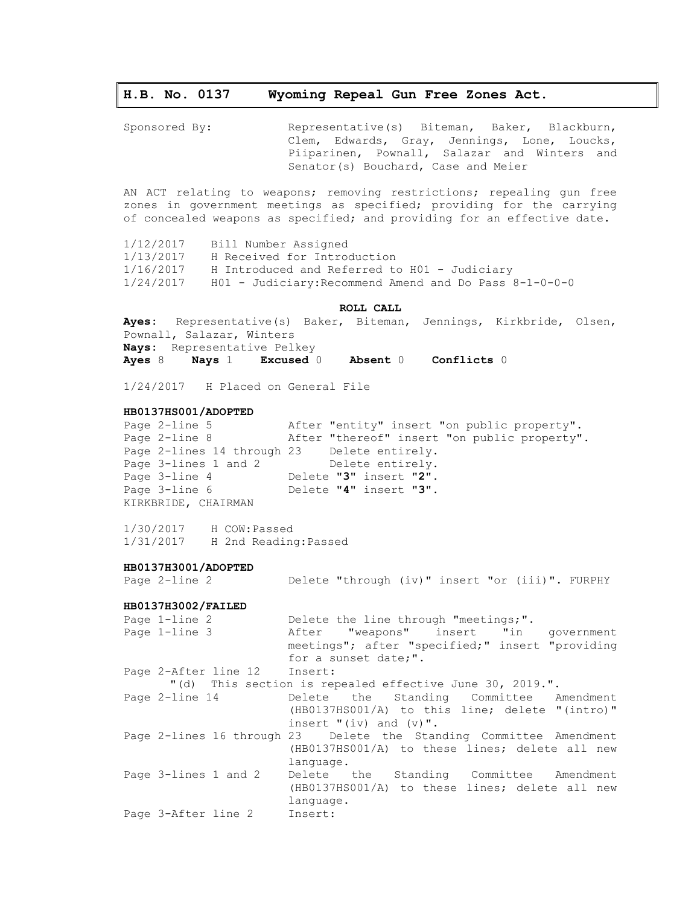# H.B. No. 0137 Wyoming Repeal Gun Free Zones Act.

Sponsored By: Representative(s) Biteman, Baker, Blackburn, Clem, Edwards, Gray, Jennings, Lone, Loucks, Piiparinen, Pownall, Salazar and Winters and Senator(s) Bouchard, Case and Meier

AN ACT relating to weapons; removing restrictions; repealing gun free zones in government meetings as specified; providing for the carrying of concealed weapons as specified; and providing for an effective date.

| | |
|---|---|
| 1/12/2017 | Bill Number Assigned |
| 1/13/2017 | H Received for Introduction |
| 1/16/2017 | H Introduced and Referred to H01 - Judiciary |
| 1/24/2017 | H01 - Judiciary:Recommend Amend and Do Pass 8-1-0-0-0 |

**ROLL CALL**

**Ayes:** Representative(s) Baker, Biteman, Jennings, Kirkbride, Olsen, Pownall, Salazar, Winters

**Nays:** Representative Pelkey

**Ayes** 8 **Nays** 1 **Excused** 0 **Absent** 0 **Conflicts** 0

1/24/2017 H Placed on General File

**HB0137HS001/ADOPTED**

| | |
|---|---|
| Page 2-line 5 | After "entity" insert "on public property". |
| Page 2-line 8 | After "thereof" insert "on public property". |
| Page 2-lines 14 through 23 | Delete entirely. |
| Page 3-lines 1 and 2 | Delete entirely. |
| Page 3-line 4 | Delete "**3**" insert "**2**". |
| Page 3-line 6 | Delete "**4**" insert "**3**". |

KIRKBRIDE, CHAIRMAN

| | |
|---|---|
| 1/30/2017 | H COW:Passed |
| 1/31/2017 | H 2nd Reading:Passed |

**HB0137H3001/ADOPTED**

| | |
|---|---|
| Page 2-line 2 | Delete "through (iv)" insert "or (iii)". FURPHY |

**HB0137H3002/FAILED**

| | |
|---|---|
| Page 1-line 2 | Delete the line through "meetings;". |
| Page 1-line 3 | After "weapons" insert "in government meetings"; after "specified;" insert "providing for a sunset date;". |
| Page 2-After line 12 | Insert: "(d) This section is repealed effective June 30, 2019.". |
| Page 2-line 14 | Delete the Standing Committee Amendment (HB0137HS001/A) to this line; delete "(intro)" insert "(iv) and (v)". |
| Page 2-lines 16 through 23 | Delete the Standing Committee Amendment (HB0137HS001/A) to these lines; delete all new language. |
| Page 3-lines 1 and 2 | Delete the Standing Committee Amendment (HB0137HS001/A) to these lines; delete all new language. |
| Page 3-After line 2 | Insert: |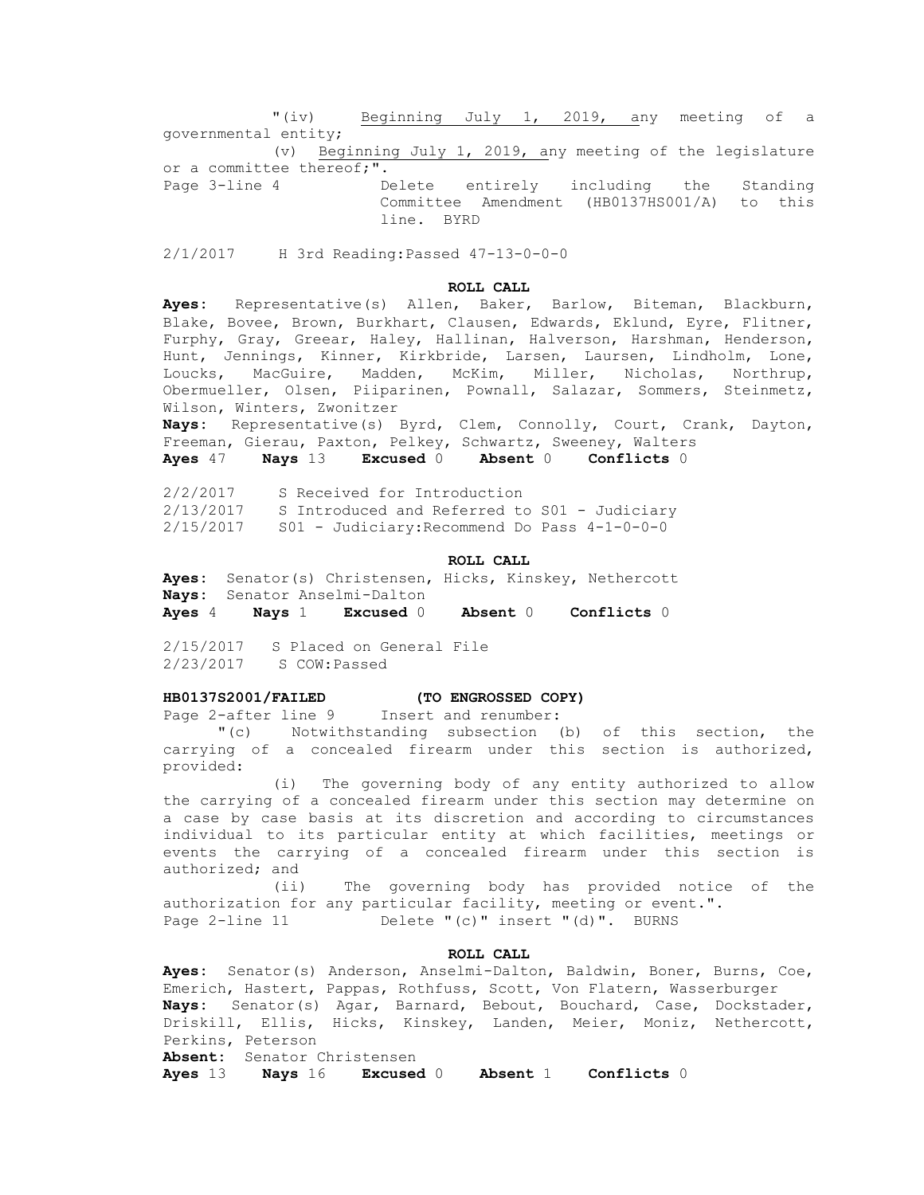"(iv) Beginning July 1, 2019, any meeting of a governmental entity;

(v) Beginning July 1, 2019, any meeting of the legislature or a committee thereof;".

Page 3-line 4 Delete entirely including the Standing Committee Amendment (HB0137HS001/A) to this line. BYRD

2/1/2017 H 3rd Reading:Passed 47-13-0-0-0

**ROLL CALL**

**Ayes**: Representative(s) Allen, Baker, Barlow, Biteman, Blackburn, Blake, Bovee, Brown, Burkhart, Clausen, Edwards, Eklund, Eyre, Flitner, Furphy, Gray, Greear, Haley, Hallinan, Halverson, Harshman, Henderson, Hunt, Jennings, Kinner, Kirkbride, Larsen, Laursen, Lindholm, Lone, Loucks, MacGuire, Madden, McKim, Miller, Nicholas, Northrup, Obermueller, Olsen, Piiparinen, Pownall, Salazar, Sommers, Steinmetz, Wilson, Winters, Zwonitzer

**Nays**: Representative(s) Byrd, Clem, Connolly, Court, Crank, Dayton, Freeman, Gierau, Paxton, Pelkey, Schwartz, Sweeney, Walters

**Ayes** 47 **Nays** 13 **Excused** 0 **Absent** 0 **Conflicts** 0

2/2/2017 S Received for Introduction

2/13/2017 S Introduced and Referred to S01 - Judiciary

2/15/2017 S01 - Judiciary:Recommend Do Pass 4-1-0-0-0

**ROLL CALL**

**Ayes**: Senator(s) Christensen, Hicks, Kinskey, Nethercott

**Nays**: Senator Anselmi-Dalton

**Ayes** 4 **Nays** 1 **Excused** 0 **Absent** 0 **Conflicts** 0

2/15/2017 S Placed on General File

2/23/2017 S COW:Passed

**HB0137S2001/FAILED (TO ENGROSSED COPY)**

Page 2-after line 9 Insert and renumber:

"(c) Notwithstanding subsection (b) of this section, the carrying of a concealed firearm under this section is authorized, provided:

(i) The governing body of any entity authorized to allow the carrying of a concealed firearm under this section may determine on a case by case basis at its discretion and according to circumstances individual to its particular entity at which facilities, meetings or events the carrying of a concealed firearm under this section is authorized; and

(ii) The governing body has provided notice of the authorization for any particular facility, meeting or event.".

Page 2-line 11 Delete "(c)" insert "(d)". BURNS

**ROLL CALL**

**Ayes**: Senator(s) Anderson, Anselmi-Dalton, Baldwin, Boner, Burns, Coe, Emerich, Hastert, Pappas, Rothfuss, Scott, Von Flatern, Wasserburger

**Nays**: Senator(s) Agar, Barnard, Bebout, Bouchard, Case, Dockstader, Driskill, Ellis, Hicks, Kinskey, Landen, Meier, Moniz, Nethercott, Perkins, Peterson

**Absent**: Senator Christensen

**Ayes** 13 **Nays** 16 **Excused** 0 **Absent** 1 **Conflicts** 0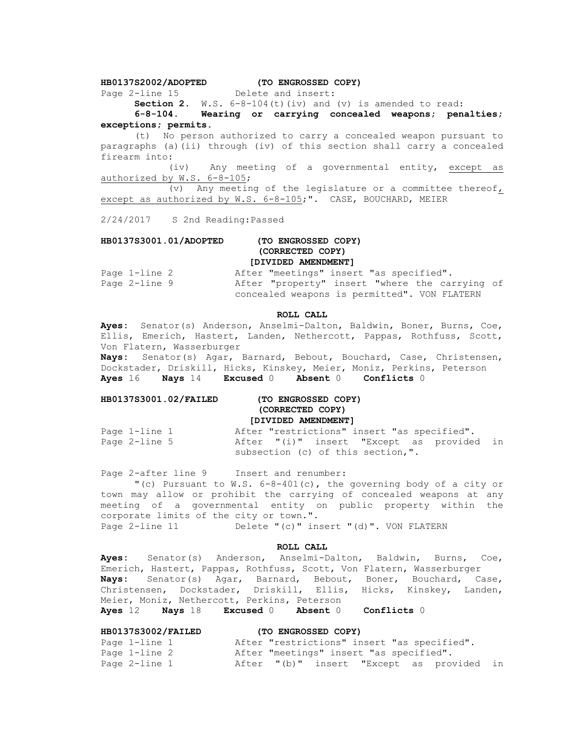**HB0137S2002/ADOPTED (TO ENGROSSED COPY)**

Page 2-line 15 Delete and insert:

**Section 2.** W.S. 6-8-104(t)(iv) and (v) is amended to read:

**6-8-104. Wearing or carrying concealed weapons; penalties; exceptions; permits.**

(t) No person authorized to carry a concealed weapon pursuant to paragraphs (a)(ii) through (iv) of this section shall carry a concealed firearm into:

(iv) Any meeting of a governmental entity, <u>except as authorized by W.S. 6-8-105</u>;

(v) Any meeting of the legislature or a committee thereof<u>, except as authorized by W.S. 6-8-105</u>;". CASE, BOUCHARD, MEIER

2/24/2017 S 2nd Reading:Passed

**HB0137S3001.01/ADOPTED (TO ENGROSSED COPY) (CORRECTED COPY) [DIVIDED AMENDMENT]**

Page 1-line 2 After "meetings" insert "as specified".

Page 2-line 9 After "property" insert "where the carrying of concealed weapons is permitted". VON FLATERN

**ROLL CALL**

**Ayes**: Senator(s) Anderson, Anselmi-Dalton, Baldwin, Boner, Burns, Coe, Ellis, Emerich, Hastert, Landen, Nethercott, Pappas, Rothfuss, Scott, Von Flatern, Wasserburger

**Nays**: Senator(s) Agar, Barnard, Bebout, Bouchard, Case, Christensen, Dockstader, Driskill, Hicks, Kinskey, Meier, Moniz, Perkins, Peterson

**Ayes** 16 **Nays** 14 **Excused** 0 **Absent** 0 **Conflicts** 0

**HB0137S3001.02/FAILED (TO ENGROSSED COPY) (CORRECTED COPY) [DIVIDED AMENDMENT]**

Page 1-line 1 After "restrictions" insert "as specified".

Page 2-line 5 After "(i)" insert "Except as provided in subsection (c) of this section,".

Page 2-after line 9 Insert and renumber:

"(c) Pursuant to W.S. 6-8-401(c), the governing body of a city or town may allow or prohibit the carrying of concealed weapons at any meeting of a governmental entity on public property within the corporate limits of the city or town.".

Page 2-line 11 Delete "(c)" insert "(d)". VON FLATERN

**ROLL CALL**

**Ayes**: Senator(s) Anderson, Anselmi-Dalton, Baldwin, Burns, Coe, Emerich, Hastert, Pappas, Rothfuss, Scott, Von Flatern, Wasserburger

**Nays**: Senator(s) Agar, Barnard, Bebout, Boner, Bouchard, Case, Christensen, Dockstader, Driskill, Ellis, Hicks, Kinskey, Landen, Meier, Moniz, Nethercott, Perkins, Peterson

**Ayes** 12 **Nays** 18 **Excused** 0 **Absent** 0 **Conflicts** 0

**HB0137S3002/FAILED (TO ENGROSSED COPY)**

Page 1-line 1 After "restrictions" insert "as specified".

Page 1-line 2 After "meetings" insert "as specified".

Page 2-line 1 After "(b)" insert "Except as provided in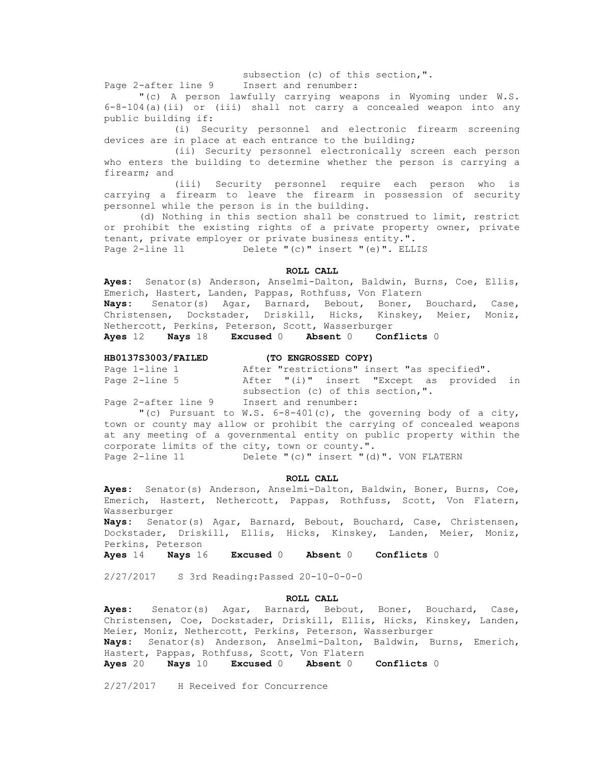subsection (c) of this section,".

Page 2-after line 9 Insert and renumber:

"(c) A person lawfully carrying weapons in Wyoming under W.S. 6-8-104(a)(ii) or (iii) shall not carry a concealed weapon into any public building if:

(i) Security personnel and electronic firearm screening devices are in place at each entrance to the building;

(ii) Security personnel electronically screen each person who enters the building to determine whether the person is carrying a firearm; and

(iii) Security personnel require each person who is carrying a firearm to leave the firearm in possession of security personnel while the person is in the building.

(d) Nothing in this section shall be construed to limit, restrict or prohibit the existing rights of a private property owner, private tenant, private employer or private business entity.".

Page 2-line 11 Delete "(c)" insert "(e)". ELLIS

**ROLL CALL**

**Ayes:** Senator(s) Anderson, Anselmi-Dalton, Baldwin, Burns, Coe, Ellis, Emerich, Hastert, Landen, Pappas, Rothfuss, Von Flatern

**Nays:** Senator(s) Agar, Barnard, Bebout, Boner, Bouchard, Case, Christensen, Dockstader, Driskill, Hicks, Kinskey, Meier, Moniz, Nethercott, Perkins, Peterson, Scott, Wasserburger

**Ayes** 12 **Nays** 18 **Excused** 0 **Absent** 0 **Conflicts** 0

**HB0137S3003/FAILED** **(TO ENGROSSED COPY)**

Page 1-line 1 After "restrictions" insert "as specified".

Page 2-line 5 After "(i)" insert "Except as provided in subsection (c) of this section,".

Page 2-after line 9 Insert and renumber:

"(c) Pursuant to W.S. 6-8-401(c), the governing body of a city, town or county may allow or prohibit the carrying of concealed weapons at any meeting of a governmental entity on public property within the corporate limits of the city, town or county.".

Page 2-line 11 Delete "(c)" insert "(d)". VON FLATERN

**ROLL CALL**

**Ayes:** Senator(s) Anderson, Anselmi-Dalton, Baldwin, Boner, Burns, Coe, Emerich, Hastert, Nethercott, Pappas, Rothfuss, Scott, Von Flatern, Wasserburger

**Nays:** Senator(s) Agar, Barnard, Bebout, Bouchard, Case, Christensen, Dockstader, Driskill, Ellis, Hicks, Kinskey, Landen, Meier, Moniz, Perkins, Peterson

**Ayes** 14 **Nays** 16 **Excused** 0 **Absent** 0 **Conflicts** 0

2/27/2017 S 3rd Reading:Passed 20-10-0-0-0

**ROLL CALL**

**Ayes:** Senator(s) Agar, Barnard, Bebout, Boner, Bouchard, Case, Christensen, Coe, Dockstader, Driskill, Ellis, Hicks, Kinskey, Landen, Meier, Moniz, Nethercott, Perkins, Peterson, Wasserburger

**Nays:** Senator(s) Anderson, Anselmi-Dalton, Baldwin, Burns, Emerich, Hastert, Pappas, Rothfuss, Scott, Von Flatern

**Ayes** 20 **Nays** 10 **Excused** 0 **Absent** 0 **Conflicts** 0

2/27/2017 H Received for Concurrence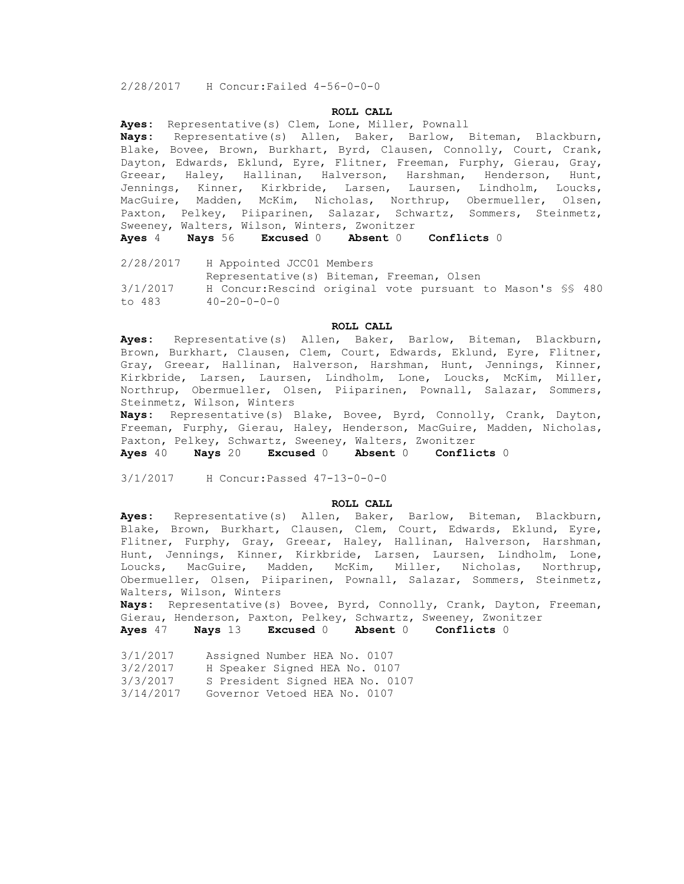2/28/2017 H Concur:Failed 4-56-0-0-0

**ROLL CALL**

**Ayes:** Representative(s) Clem, Lone, Miller, Pownall
**Nays:** Representative(s) Allen, Baker, Barlow, Biteman, Blackburn, Blake, Bovee, Brown, Burkhart, Byrd, Clausen, Connolly, Court, Crank, Dayton, Edwards, Eklund, Eyre, Flitner, Freeman, Furphy, Gierau, Gray, Greear, Haley, Hallinan, Halverson, Harshman, Henderson, Hunt, Jennings, Kinner, Kirkbride, Larsen, Laursen, Lindholm, Loucks, MacGuire, Madden, McKim, Nicholas, Northrup, Obermueller, Olsen, Paxton, Pelkey, Piiparinen, Salazar, Schwartz, Sommers, Steinmetz, Sweeney, Walters, Wilson, Winters, Zwonitzer
**Ayes** 4 **Nays** 56 **Excused** 0 **Absent** 0 **Conflicts** 0

2/28/2017 H Appointed JCC01 Members
Representative(s) Biteman, Freeman, Olsen
3/1/2017 to 483 H Concur:Rescind original vote pursuant to Mason's §§ 480 40-20-0-0-0

**ROLL CALL**

**Ayes:** Representative(s) Allen, Baker, Barlow, Biteman, Blackburn, Brown, Burkhart, Clausen, Clem, Court, Edwards, Eklund, Eyre, Flitner, Gray, Greear, Hallinan, Halverson, Harshman, Hunt, Jennings, Kinner, Kirkbride, Larsen, Laursen, Lindholm, Lone, Loucks, McKim, Miller, Northrup, Obermueller, Olsen, Piiparinen, Pownall, Salazar, Sommers, Steinmetz, Wilson, Winters
**Nays:** Representative(s) Blake, Bovee, Byrd, Connolly, Crank, Dayton, Freeman, Furphy, Gierau, Haley, Henderson, MacGuire, Madden, Nicholas, Paxton, Pelkey, Schwartz, Sweeney, Walters, Zwonitzer
**Ayes** 40 **Nays** 20 **Excused** 0 **Absent** 0 **Conflicts** 0

3/1/2017 H Concur:Passed 47-13-0-0-0

**ROLL CALL**

**Ayes:** Representative(s) Allen, Baker, Barlow, Biteman, Blackburn, Blake, Brown, Burkhart, Clausen, Clem, Court, Edwards, Eklund, Eyre, Flitner, Furphy, Gray, Greear, Haley, Hallinan, Halverson, Harshman, Hunt, Jennings, Kinner, Kirkbride, Larsen, Laursen, Lindholm, Lone, Loucks, MacGuire, Madden, McKim, Miller, Nicholas, Northrup, Obermueller, Olsen, Piiparinen, Pownall, Salazar, Sommers, Steinmetz, Walters, Wilson, Winters
**Nays:** Representative(s) Bovee, Byrd, Connolly, Crank, Dayton, Freeman, Gierau, Henderson, Paxton, Pelkey, Schwartz, Sweeney, Zwonitzer
**Ayes** 47 **Nays** 13 **Excused** 0 **Absent** 0 **Conflicts** 0

3/1/2017 Assigned Number HEA No. 0107
3/2/2017 H Speaker Signed HEA No. 0107
3/3/2017 S President Signed HEA No. 0107
3/14/2017 Governor Vetoed HEA No. 0107